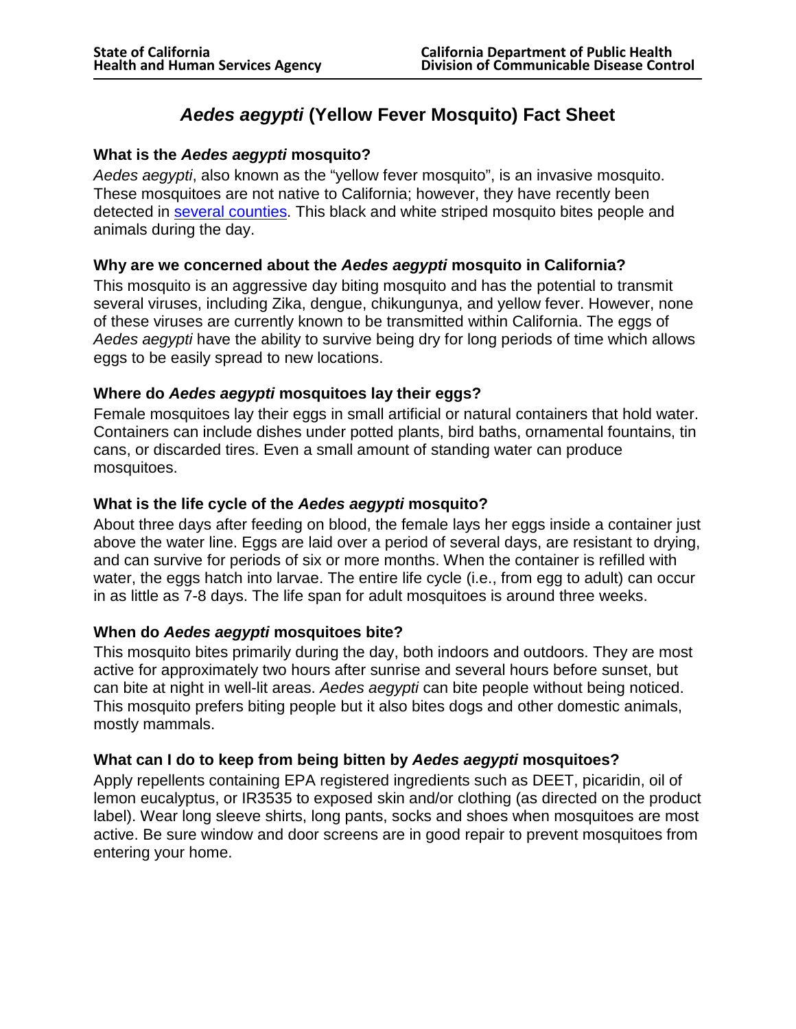State of California
Health and Human Services Agency

California Department of Public Health
Division of Communicable Disease Control

# *Aedes aegypti* (Yellow Fever Mosquito) Fact Sheet

### What is the *Aedes aegypti* mosquito?

*Aedes aegypti*, also known as the "yellow fever mosquito", is an invasive mosquito. These mosquitoes are not native to California; however, they have recently been detected in several counties. This black and white striped mosquito bites people and animals during the day.

### Why are we concerned about the *Aedes aegypti* mosquito in California?

This mosquito is an aggressive day biting mosquito and has the potential to transmit several viruses, including Zika, dengue, chikungunya, and yellow fever. However, none of these viruses are currently known to be transmitted within California. The eggs of *Aedes aegypti* have the ability to survive being dry for long periods of time which allows eggs to be easily spread to new locations.

### Where do *Aedes aegypti* mosquitoes lay their eggs?

Female mosquitoes lay their eggs in small artificial or natural containers that hold water. Containers can include dishes under potted plants, bird baths, ornamental fountains, tin cans, or discarded tires. Even a small amount of standing water can produce mosquitoes.

### What is the life cycle of the *Aedes aegypti* mosquito?

About three days after feeding on blood, the female lays her eggs inside a container just above the water line. Eggs are laid over a period of several days, are resistant to drying, and can survive for periods of six or more months. When the container is refilled with water, the eggs hatch into larvae. The entire life cycle (i.e., from egg to adult) can occur in as little as 7-8 days. The life span for adult mosquitoes is around three weeks.

### When do *Aedes aegypti* mosquitoes bite?

This mosquito bites primarily during the day, both indoors and outdoors. They are most active for approximately two hours after sunrise and several hours before sunset, but can bite at night in well-lit areas. *Aedes aegypti* can bite people without being noticed. This mosquito prefers biting people but it also bites dogs and other domestic animals, mostly mammals.

### What can I do to keep from being bitten by *Aedes aegypti* mosquitoes?

Apply repellents containing EPA registered ingredients such as DEET, picaridin, oil of lemon eucalyptus, or IR3535 to exposed skin and/or clothing (as directed on the product label). Wear long sleeve shirts, long pants, socks and shoes when mosquitoes are most active. Be sure window and door screens are in good repair to prevent mosquitoes from entering your home.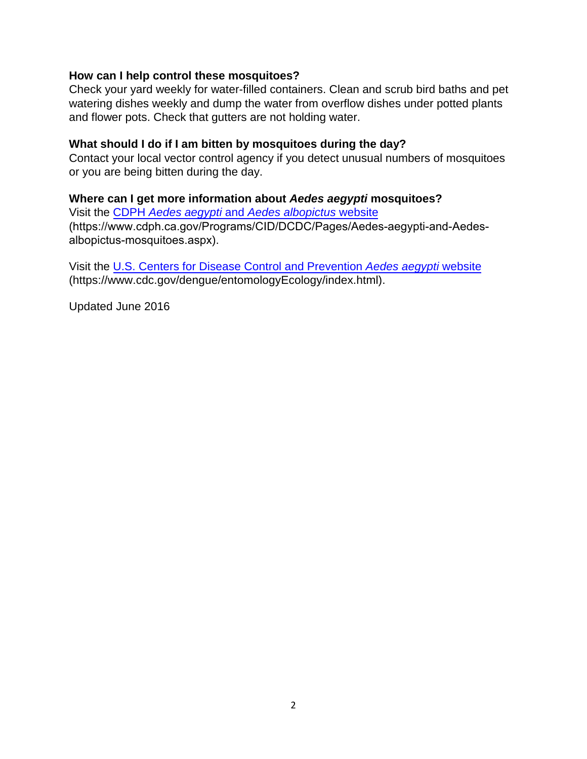**How can I help control these mosquitoes?**

Check your yard weekly for water-filled containers. Clean and scrub bird baths and pet watering dishes weekly and dump the water from overflow dishes under potted plants and flower pots. Check that gutters are not holding water.

**What should I do if I am bitten by mosquitoes during the day?**

Contact your local vector control agency if you detect unusual numbers of mosquitoes or you are being bitten during the day.

**Where can I get more information about *Aedes aegypti* mosquitoes?**

Visit the [CDPH *Aedes aegypti* and *Aedes albopictus* website](https://www.cdph.ca.gov/Programs/CID/DCDC/Pages/Aedes-aegypti-and-Aedes-albopictus-mosquitoes.aspx) (https://www.cdph.ca.gov/Programs/CID/DCDC/Pages/Aedes-aegypti-and-Aedes-albopictus-mosquitoes.aspx).

Visit the [U.S. Centers for Disease Control and Prevention *Aedes aegypti* website](https://www.cdc.gov/dengue/entomologyEcology/index.html) (https://www.cdc.gov/dengue/entomologyEcology/index.html).

Updated June 2016